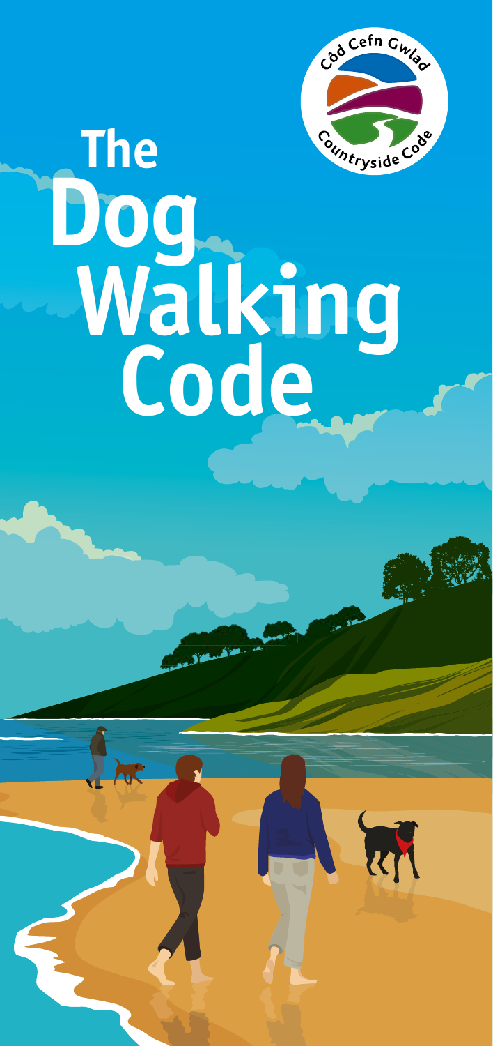Côd Cefn Gwlad

Countryside Code

# The Dog Walking Code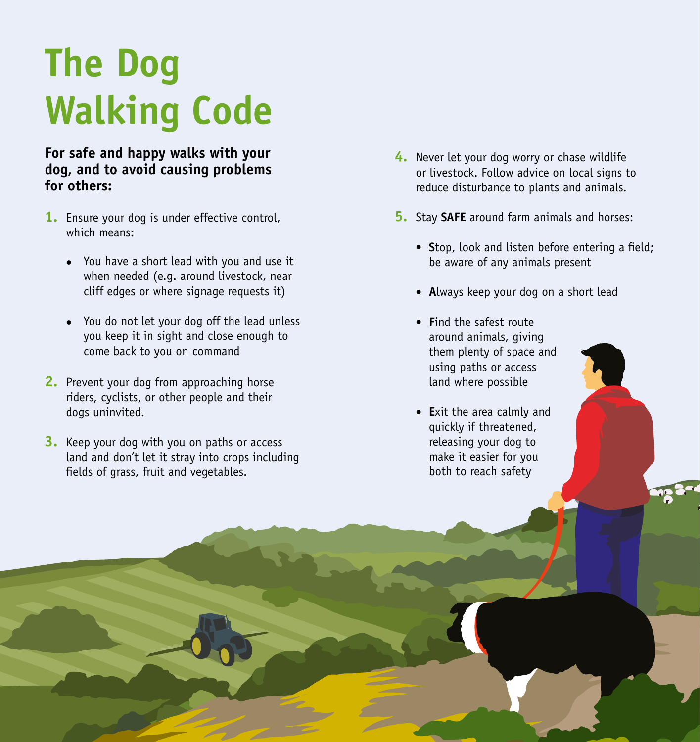# The Dog Walking Code

**For safe and happy walks with your dog, and to avoid causing problems for others:**

1. Ensure your dog is under effective control, which means:
   - You have a short lead with you and use it when needed (e.g. around livestock, near cliff edges or where signage requests it)
   - You do not let your dog off the lead unless you keep it in sight and close enough to come back to you on command
2. Prevent your dog from approaching horse riders, cyclists, or other people and their dogs uninvited.
3. Keep your dog with you on paths or access land and don't let it stray into crops including fields of grass, fruit and vegetables.
4. Never let your dog worry or chase wildlife or livestock. Follow advice on local signs to reduce disturbance to plants and animals.
5. Stay **SAFE** around farm animals and horses:
   - **S**top, look and listen before entering a field; be aware of any animals present
   - **A**lways keep your dog on a short lead
   - **F**ind the safest route around animals, giving them plenty of space and using paths or access land where possible
   - **E**xit the area calmly and quickly if threatened, releasing your dog to make it easier for you both to reach safety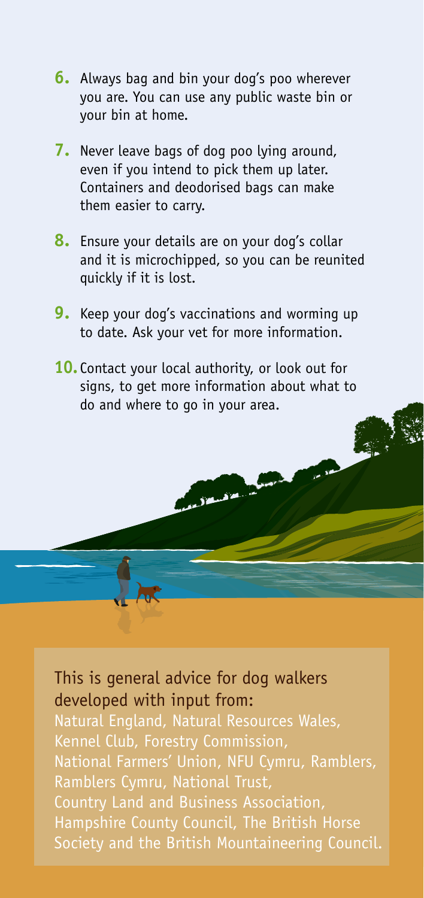6. Always bag and bin your dog's poo wherever you are. You can use any public waste bin or your bin at home.
7. Never leave bags of dog poo lying around, even if you intend to pick them up later. Containers and deodorised bags can make them easier to carry.
8. Ensure your details are on your dog's collar and it is microchipped, so you can be reunited quickly if it is lost.
9. Keep your dog's vaccinations and worming up to date. Ask your vet for more information.
10. Contact your local authority, or look out for signs, to get more information about what to do and where to go in your area.

This is general advice for dog walkers developed with input from:
Natural England, Natural Resources Wales, Kennel Club, Forestry Commission, National Farmers' Union, NFU Cymru, Ramblers, Ramblers Cymru, National Trust, Country Land and Business Association, Hampshire County Council, The British Horse Society and the British Mountaineering Council.